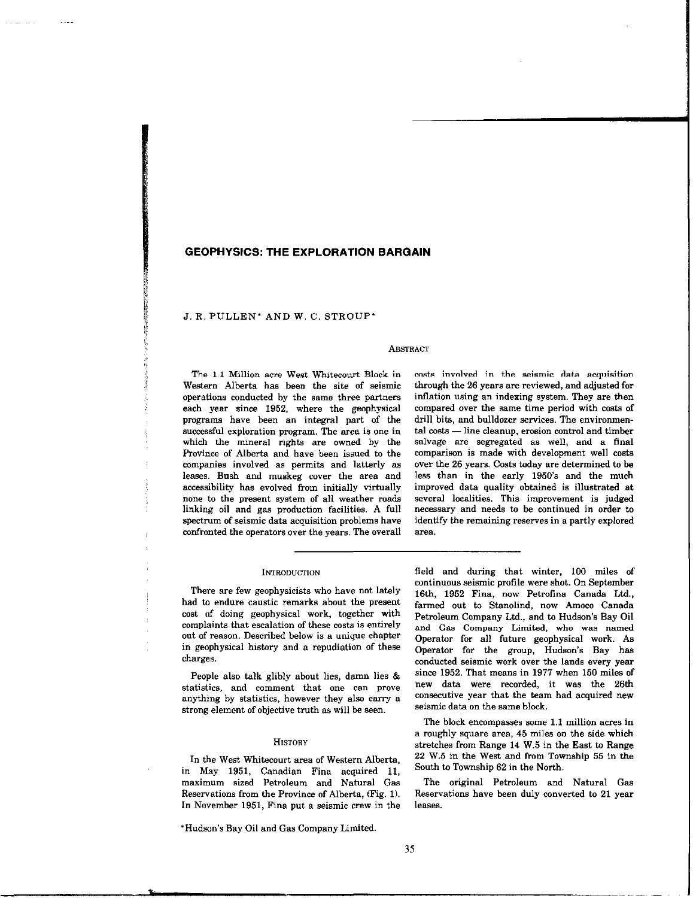# GEOPHYSICS: THE EXPLORATION BARGAIN

J. R. PULLEN* AND W. C. STROUP*

## Abstract

The 1.1 Million acre West Whitecourt Block in Western Alberta has been the site of seismic operations conducted by the same three partners each year since 1952, where the geophysical programs have been an integral part of the successful exploration program. The area is one in which the mineral rights are owned by the Province of Alberta and have been issued to the companies involved as permits and latterly as leases. Bush and muskeg cover the area and accessibility has evolved from initially virtually none to the present system of all weather roads linking oil and gas production facilities. A full spectrum of seismic data acquisition problems have confronted the operators over the years. The overall costs involved in the seismic data acquisition through the 26 years are reviewed, and adjusted for inflation using an indexing system. They are then compared over the same time period with costs of drill bits, and bulldozer services. The environmental costs — line cleanup, erosion control and timber salvage are segregated as well, and a final comparison is made with development well costs over the 26 years. Costs today are determined to be less than in the early 1950's and the much improved data quality obtained is illustrated at several localities. This improvement is judged necessary and needs to be continued in order to identify the remaining reserves in a partly explored area.

## Introduction

There are few geophysicists who have not lately had to endure caustic remarks about the present cost of doing geophysical work, together with complaints that escalation of these costs is entirely out of reason. Described below is a unique chapter in geophysical history and a repudiation of these charges.

People also talk glibly about lies, damn lies & statistics, and comment that one can prove anything by statistics, however they also carry a strong element of objective truth as will be seen.

## History

In the West Whitecourt area of Western Alberta, in May 1951, Canadian Fina acquired 11, maximum sized Petroleum and Natural Gas Reservations from the Province of Alberta, (Fig. 1). In November 1951, Fina put a seismic crew in the field and during that winter, 100 miles of continuous seismic profile were shot. On September 16th, 1952 Fina, now Petrofina Canada Ltd., farmed out to Stanolind, now Amoco Canada Petroleum Company Ltd., and to Hudson's Bay Oil and Gas Company Limited, who was named Operator for all future geophysical work. As Operator for the group, Hudson's Bay has conducted seismic work over the lands every year since 1952. That means in 1977 when 150 miles of new data were recorded, it was the 26th consecutive year that the team had acquired new seismic data on the same block.

The block encompasses some 1.1 million acres in a roughly square area, 45 miles on the side which stretches from Range 14 W.5 in the East to Range 22 W.5 in the West and from Township 55 in the South to Township 62 in the North.

The original Petroleum and Natural Gas Reservations have been duly converted to 21 year leases.

*Hudson's Bay Oil and Gas Company Limited.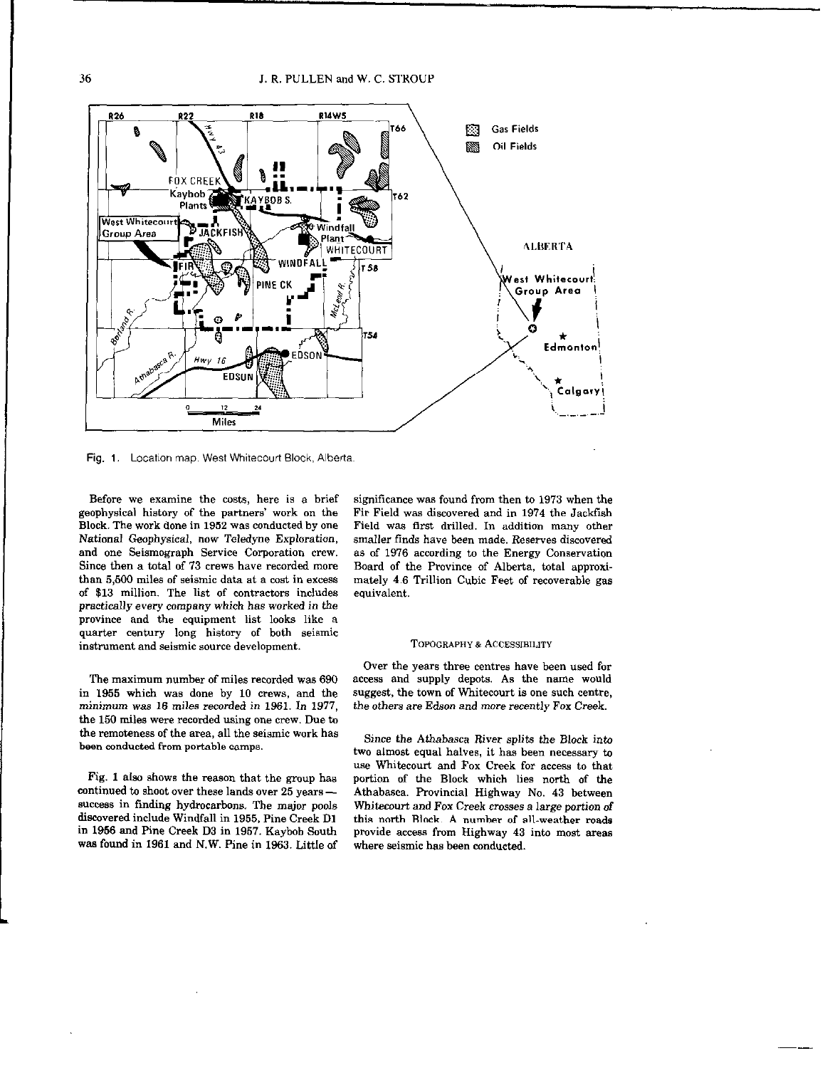Fig. 1. Location map. West Whitecourt Block, Alberta.

Before we examine the costs, here is a brief geophysical history of the partners' work on the Block. The work done in 1952 was conducted by one National Geophysical, now Teledyne Exploration, and one Seismograph Service Corporation crew. Since then a total of 73 crews have recorded more than 5,500 miles of seismic data at a cost in excess of $13 million. The list of contractors includes practically every company which has worked in the province and the equipment list looks like a quarter century long history of both seismic instrument and seismic source development.

The maximum number of miles recorded was 690 in 1955 which was done by 10 crews, and the minimum was 16 miles recorded in 1961. In 1977, the 150 miles were recorded using one crew. Due to the remoteness of the area, all the seismic work has been conducted from portable camps.

Fig. 1 also shows the reason that the group has continued to shoot over these lands over 25 years — success in finding hydrocarbons. The major pools discovered include Windfall in 1955, Pine Creek D1 in 1956 and Pine Creek D3 in 1957. Kaybob South was found in 1961 and N.W. Pine in 1963. Little of significance was found from then to 1973 when the Fir Field was discovered and in 1974 the Jackfish Field was first drilled. In addition many other smaller finds have been made. Reserves discovered as of 1976 according to the Energy Conservation Board of the Province of Alberta, total approximately 4.6 Trillion Cubic Feet of recoverable gas equivalent.

## Topography & Accessibility

Over the years three centres have been used for access and supply depots. As the name would suggest, the town of Whitecourt is one such centre, the others are Edson and more recently Fox Creek.

Since the Athabasca River splits the Block into two almost equal halves, it has been necessary to use Whitecourt and Fox Creek for access to that portion of the Block which lies north of the Athabasca. Provincial Highway No. 43 between Whitecourt and Fox Creek crosses a large portion of this north Block. A number of all-weather roads provide access from Highway 43 into most areas where seismic has been conducted.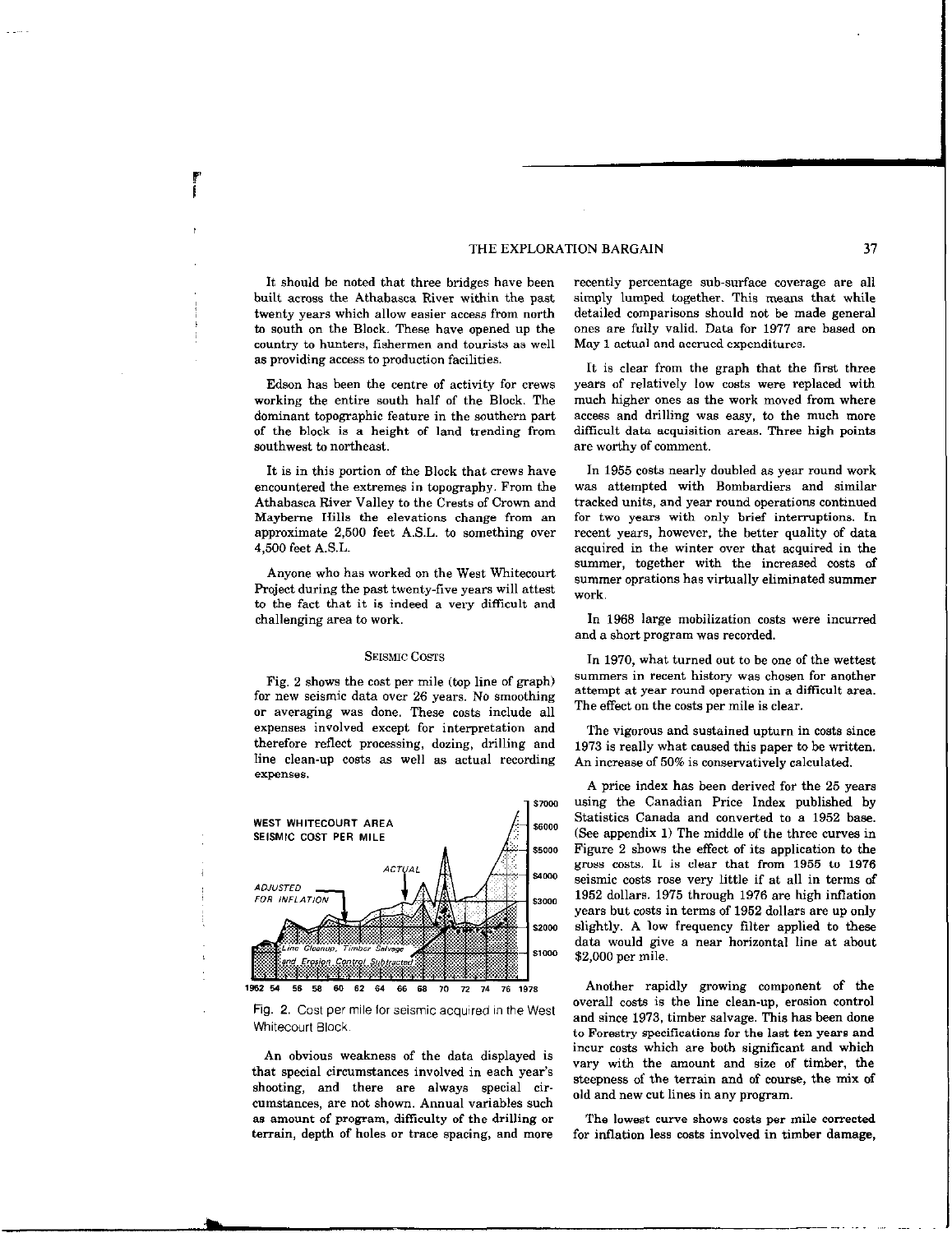It should be noted that three bridges have been built across the Athabasca River within the past twenty years which allow easier access from north to south on the Block. These have opened up the country to hunters, fishermen and tourists as well as providing access to production facilities.

Edson has been the centre of activity for crews working the entire south half of the Block. The dominant topographic feature in the southern part of the block is a height of land trending from southwest to northeast.

It is in this portion of the Block that crews have encountered the extremes in topography. From the Athabasca River Valley to the Crests of Crown and Mayberne Hills the elevations change from an approximate 2,500 feet A.S.L. to something over 4,500 feet A.S.L.

Anyone who has worked on the West Whitecourt Project during the past twenty-five years will attest to the fact that it is indeed a very difficult and challenging area to work.

## SEISMIC COSTS

Fig. 2 shows the cost per mile (top line of graph) for new seismic data over 26 years. No smoothing or averaging was done. These costs include all expenses involved except for interpretation and therefore reflect processing, dozing, drilling and line clean-up costs as well as actual recording expenses.

Fig. 2. Cost per mile for seismic acquired in the West Whitecourt Block.

An obvious weakness of the data displayed is that special circumstances involved in each year's shooting, and there are always special circumstances, are not shown. Annual variables such as amount of program, difficulty of the drilling or terrain, depth of holes or trace spacing, and more recently percentage sub-surface coverage are all simply lumped together. This means that while detailed comparisons should not be made general ones are fully valid. Data for 1977 are based on May 1 actual and accrued expenditures.

It is clear from the graph that the first three years of relatively low costs were replaced with much higher ones as the work moved from where access and drilling was easy, to the much more difficult data acquisition areas. Three high points are worthy of comment.

In 1955 costs nearly doubled as year round work was attempted with Bombardiers and similar tracked units, and year round operations continued for two years with only brief interruptions. In recent years, however, the better quality of data acquired in the winter over that acquired in the summer, together with the increased costs of summer oprations has virtually eliminated summer work.

In 1968 large mobilization costs were incurred and a short program was recorded.

In 1970, what turned out to be one of the wettest summers in recent history was chosen for another attempt at year round operation in a difficult area. The effect on the costs per mile is clear.

The vigorous and sustained upturn in costs since 1973 is really what caused this paper to be written. An increase of 50% is conservatively calculated.

A price index has been derived for the 25 years using the Canadian Price Index published by Statistics Canada and converted to a 1952 base. (See appendix 1) The middle of the three curves in Figure 2 shows the effect of its application to the gross costs. It is clear that from 1955 to 1976 seismic costs rose very little if at all in terms of 1952 dollars. 1975 through 1976 are high inflation years but costs in terms of 1952 dollars are up only slightly. A low frequency filter applied to these data would give a near horizontal line at about $2,000 per mile.

Another rapidly growing component of the overall costs is the line clean-up, erosion control and since 1973, timber salvage. This has been done to Forestry specifications for the last ten years and incur costs which are both significant and which vary with the amount and size of timber, the steepness of the terrain and of course, the mix of old and new cut lines in any program.

The lowest curve shows costs per mile corrected for inflation less costs involved in timber damage,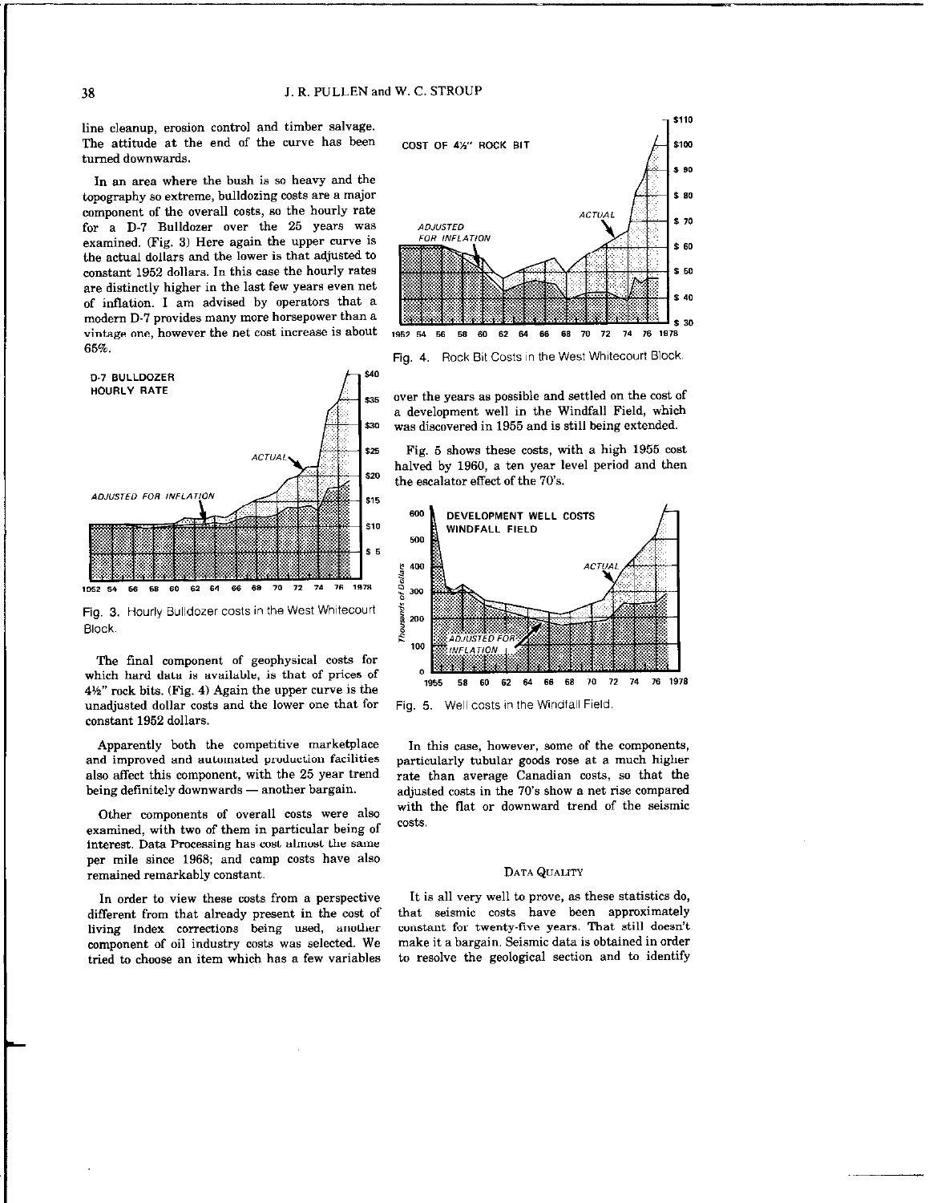line cleanup, erosion control and timber salvage. The attitude at the end of the curve has been turned downwards.

In an area where the bush is so heavy and the topography so extreme, bulldozing costs are a major component of the overall costs, so the hourly rate for a D-7 Bulldozer over the 25 years was examined. (Fig. 3) Here again the upper curve is the actual dollars and the lower is that adjusted to constant 1952 dollars. In this case the hourly rates are distinctly higher in the last few years even net of inflation. I am advised by operators that a modern D-7 provides many more horsepower than a vintage one, however the net cost increase is about 65%.

Fig. 3. Hourly Bulldozer costs in the West Whitecourt Block.

The final component of geophysical costs for which hard data is available, is that of prices of 4½" rock bits. (Fig. 4) Again the upper curve is the unadjusted dollar costs and the lower one that for constant 1952 dollars.

Apparently both the competitive marketplace and improved and automated production facilities also affect this component, with the 25 year trend being definitely downwards — another bargain.

Other components of overall costs were also examined, with two of them in particular being of interest. Data Processing has cost almost the same per mile since 1968; and camp costs have also remained remarkably constant.

In order to view these costs from a perspective different from that already present in the cost of living index corrections being used, another component of oil industry costs was selected. We tried to choose an item which has a few variables over the years as possible and settled on the cost of a development well in the Windfall Field, which was discovered in 1955 and is still being extended.

Fig. 4. Rock Bit Costs in the West Whitecourt Block.

Fig. 5 shows these costs, with a high 1955 cost halved by 1960, a ten year level period and then the escalator effect of the 70's.

Fig. 5. Well costs in the Windfall Field.

In this case, however, some of the components, particularly tubular goods rose at a much higher rate than average Canadian costs, so that the adjusted costs in the 70's show a net rise compared with the flat or downward trend of the seismic costs.

## DATA QUALITY

It is all very well to prove, as these statistics do, that seismic costs have been approximately constant for twenty-five years. That still doesn't make it a bargain. Seismic data is obtained in order to resolve the geological section and to identify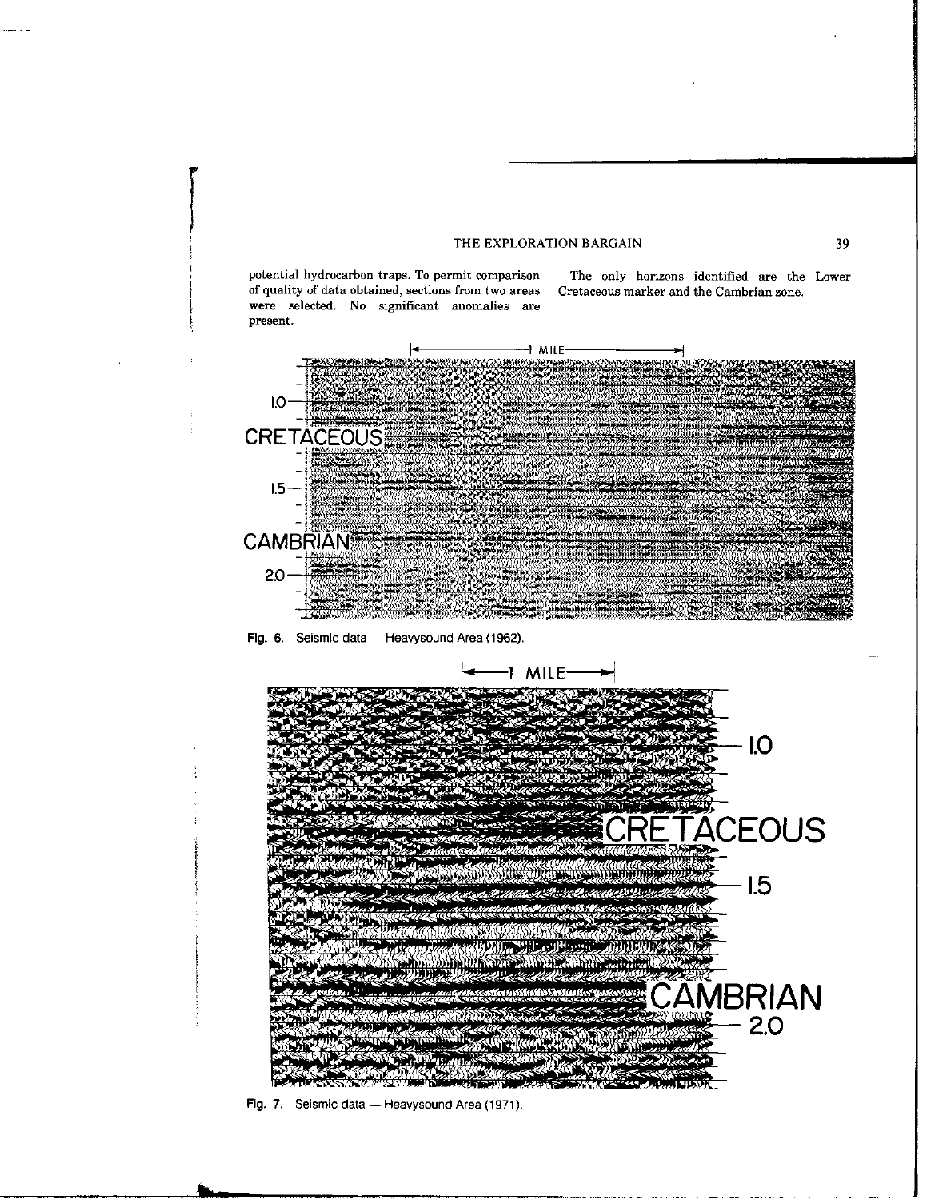potential hydrocarbon traps. To permit comparison of quality of data obtained, sections from two areas were selected. No significant anomalies are present.

The only horizons identified are the Lower Cretaceous marker and the Cambrian zone.

Fig. 6. Seismic data — Heavysound Area (1962).

Fig. 7. Seismic data — Heavysound Area (1971).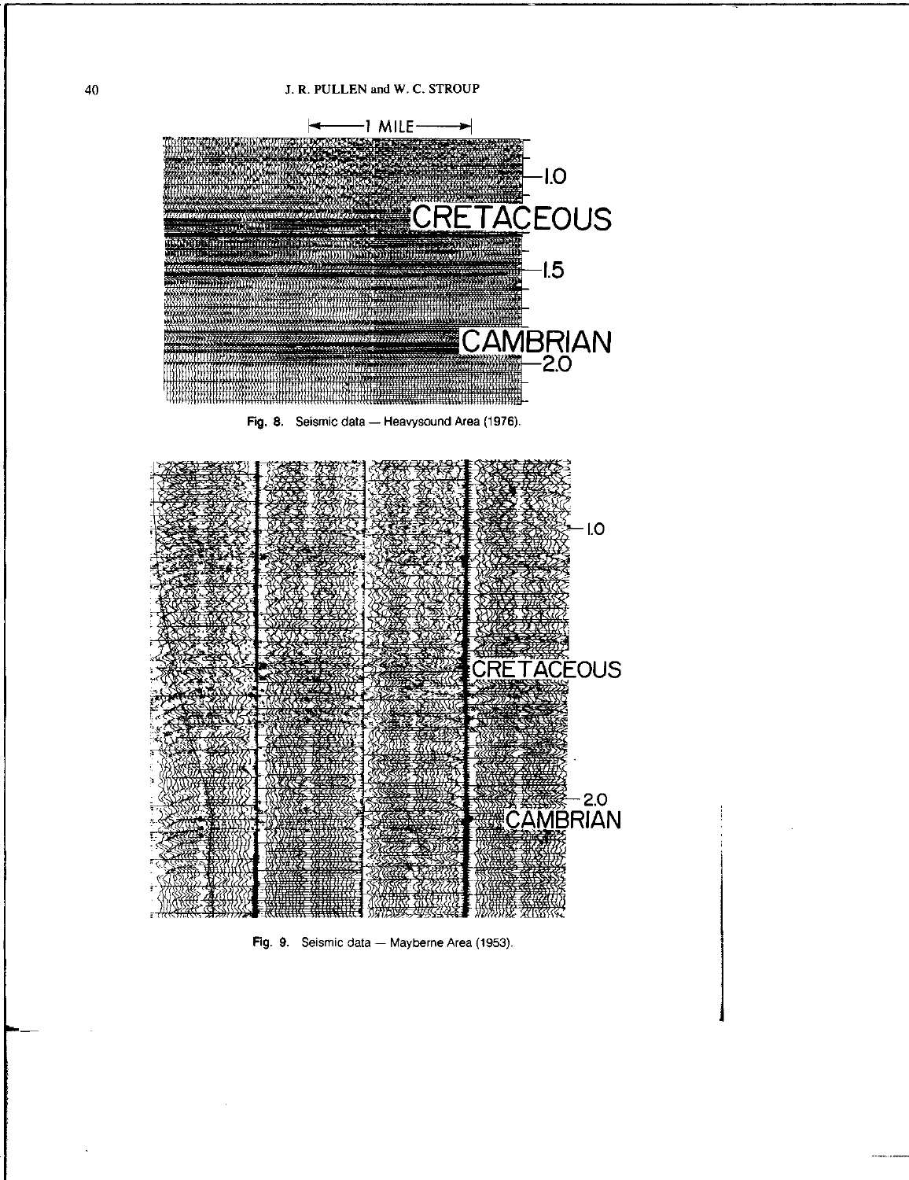Fig. 8. Seismic data — Heavysound Area (1976).

Fig. 9. Seismic data — Mayberne Area (1953).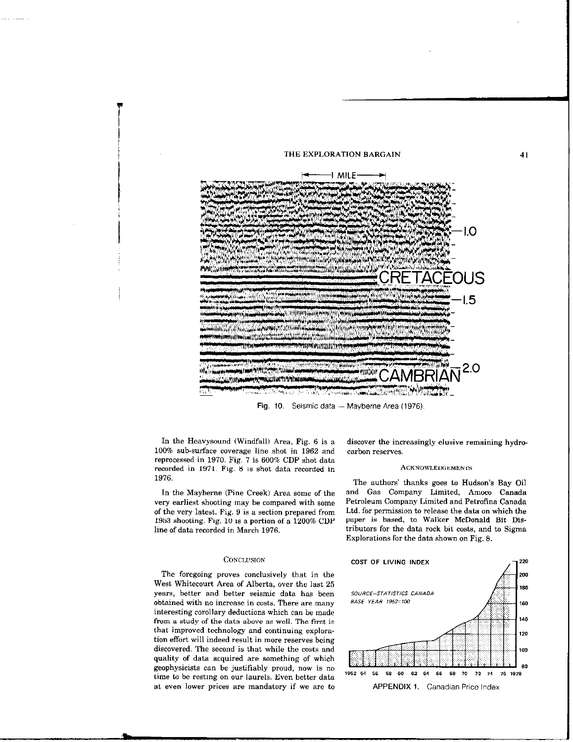1 MILE

1.0

CRETACEOUS

1.5

CAMBRIAN 2.0

Fig. 10. Seismic data — Mayberne Area (1976).

In the Heavysound (Windfall) Area, Fig. 6 is a 100% sub-surface coverage line shot in 1962 and reprocessed in 1970. Fig. 7 is 600% CDP shot data recorded in 1971. Fig. 8 is shot data recorded in 1976.

In the Mayberne (Pine Creek) Area some of the very earliest shooting may be compared with some of the very latest. Fig. 9 is a section prepared from 1953 shooting. Fig. 10 is a portion of a 1200% CDP line of data recorded in March 1976.

## Conclusion

The foregoing proves conclusively that in the West Whitecourt Area of Alberta, over the last 25 years, better and better seismic data has been obtained with no increase in costs. There are many interesting corollary deductions which can be made from a study of the data above as well. The first is that improved technology and continuing exploration effort will indeed result in more reserves being discovered. The second is that while the costs and quality of data acquired are something of which geophysicists can be justifiably proud, now is no time to be resting on our laurels. Even better data at even lower prices are mandatory if we are to discover the increasingly elusive remaining hydrocarbon reserves.

## Acknowledgements

The authors' thanks goes to Hudson's Bay Oil and Gas Company Limited, Amoco Canada Petroleum Company Limited and Petrofina Canada Ltd. for permission to release the data on which the paper is based, to Walker McDonald Bit Distributors for the data rock bit costs, and to Sigma Explorations for the data shown on Fig. 8.

COST OF LIVING INDEX

SOURCE–STATISTICS CANADA
BASE YEAR 1952=100

220
200
180
160
140
120
100
80

1952 54 56 58 60 62 64 66 68 70 72 74 76 1978

APPENDIX 1. Canadian Price Index